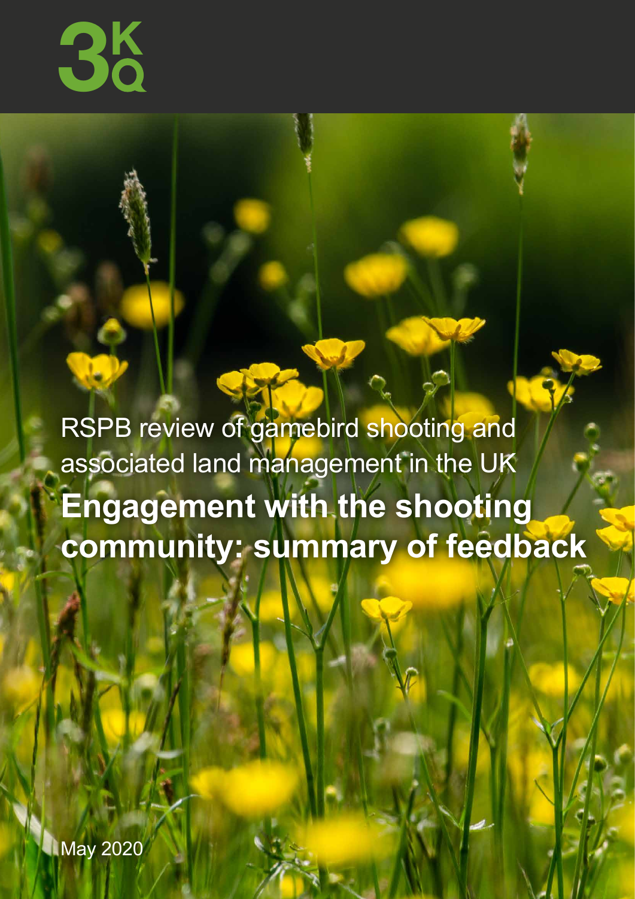RSPB review of gamebird shooting and associated land management in the UK

# Engagement with the shooting community: summary of feedback

May 2020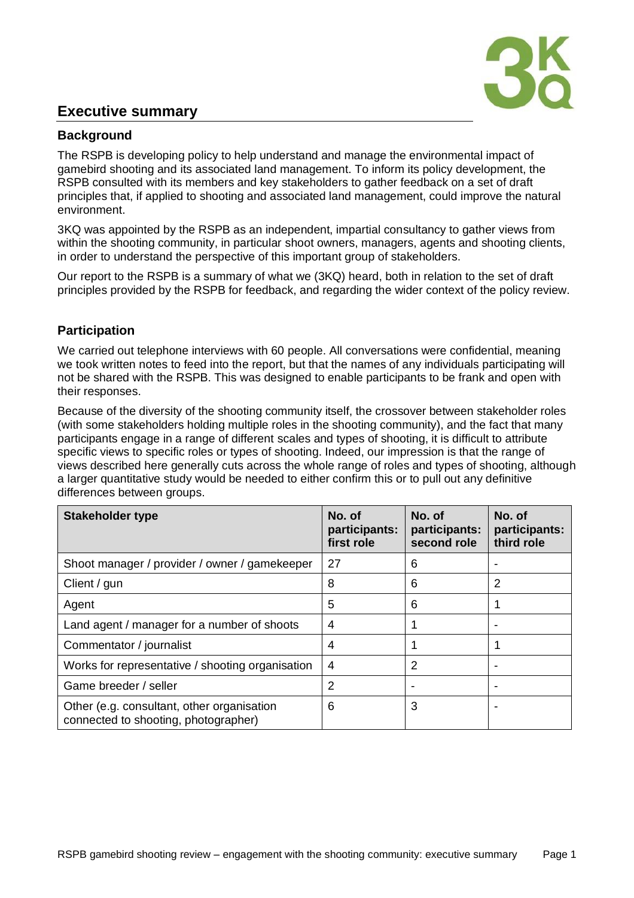# Executive summary

## Background

The RSPB is developing policy to help understand and manage the environmental impact of gamebird shooting and its associated land management. To inform its policy development, the RSPB consulted with its members and key stakeholders to gather feedback on a set of draft principles that, if applied to shooting and associated land management, could improve the natural environment.

3KQ was appointed by the RSPB as an independent, impartial consultancy to gather views from within the shooting community, in particular shoot owners, managers, agents and shooting clients, in order to understand the perspective of this important group of stakeholders.

Our report to the RSPB is a summary of what we (3KQ) heard, both in relation to the set of draft principles provided by the RSPB for feedback, and regarding the wider context of the policy review.

## Participation

We carried out telephone interviews with 60 people. All conversations were confidential, meaning we took written notes to feed into the report, but that the names of any individuals participating will not be shared with the RSPB. This was designed to enable participants to be frank and open with their responses.

Because of the diversity of the shooting community itself, the crossover between stakeholder roles (with some stakeholders holding multiple roles in the shooting community), and the fact that many participants engage in a range of different scales and types of shooting, it is difficult to attribute specific views to specific roles or types of shooting. Indeed, our impression is that the range of views described here generally cuts across the whole range of roles and types of shooting, although a larger quantitative study would be needed to either confirm this or to pull out any definitive differences between groups.

| Stakeholder type | No. of participants: first role | No. of participants: second role | No. of participants: third role |
|---|---|---|---|
| Shoot manager / provider / owner / gamekeeper | 27 | 6 | - |
| Client / gun | 8 | 6 | 2 |
| Agent | 5 | 6 | 1 |
| Land agent / manager for a number of shoots | 4 | 1 | - |
| Commentator / journalist | 4 | 1 | 1 |
| Works for representative / shooting organisation | 4 | 2 | - |
| Game breeder / seller | 2 | - | - |
| Other (e.g. consultant, other organisation connected to shooting, photographer) | 6 | 3 | - |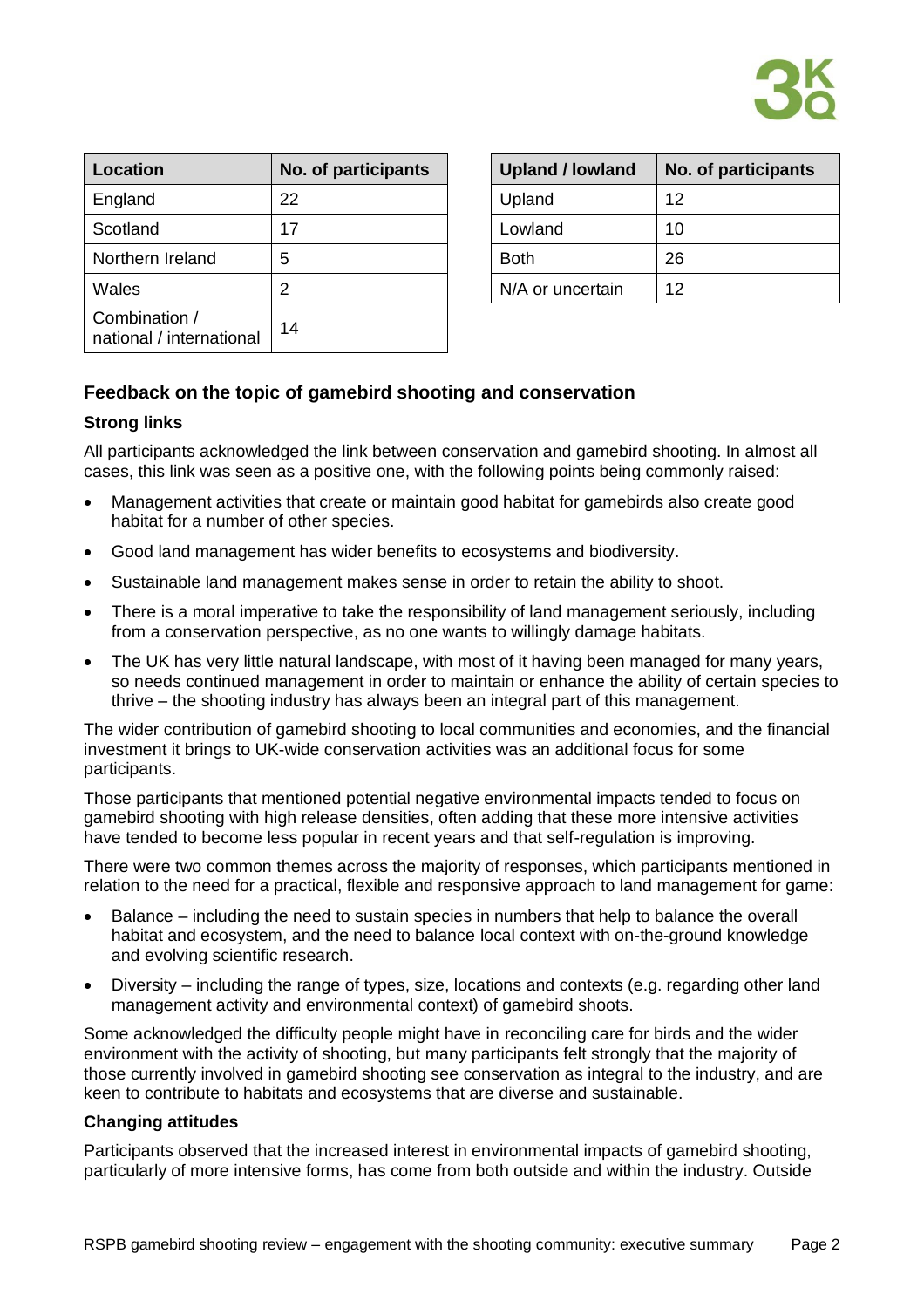| Location | No. of participants |
| --- | --- |
| England | 22 |
| Scotland | 17 |
| Northern Ireland | 5 |
| Wales | 2 |
| Combination / national / international | 14 |

| Upland / lowland | No. of participants |
| --- | --- |
| Upland | 12 |
| Lowland | 10 |
| Both | 26 |
| N/A or uncertain | 12 |

## Feedback on the topic of gamebird shooting and conservation

### Strong links

All participants acknowledged the link between conservation and gamebird shooting. In almost all cases, this link was seen as a positive one, with the following points being commonly raised:

- Management activities that create or maintain good habitat for gamebirds also create good habitat for a number of other species.
- Good land management has wider benefits to ecosystems and biodiversity.
- Sustainable land management makes sense in order to retain the ability to shoot.
- There is a moral imperative to take the responsibility of land management seriously, including from a conservation perspective, as no one wants to willingly damage habitats.
- The UK has very little natural landscape, with most of it having been managed for many years, so needs continued management in order to maintain or enhance the ability of certain species to thrive – the shooting industry has always been an integral part of this management.

The wider contribution of gamebird shooting to local communities and economies, and the financial investment it brings to UK-wide conservation activities was an additional focus for some participants.

Those participants that mentioned potential negative environmental impacts tended to focus on gamebird shooting with high release densities, often adding that these more intensive activities have tended to become less popular in recent years and that self-regulation is improving.

There were two common themes across the majority of responses, which participants mentioned in relation to the need for a practical, flexible and responsive approach to land management for game:

- Balance – including the need to sustain species in numbers that help to balance the overall habitat and ecosystem, and the need to balance local context with on-the-ground knowledge and evolving scientific research.
- Diversity – including the range of types, size, locations and contexts (e.g. regarding other land management activity and environmental context) of gamebird shoots.

Some acknowledged the difficulty people might have in reconciling care for birds and the wider environment with the activity of shooting, but many participants felt strongly that the majority of those currently involved in gamebird shooting see conservation as integral to the industry, and are keen to contribute to habitats and ecosystems that are diverse and sustainable.

### Changing attitudes

Participants observed that the increased interest in environmental impacts of gamebird shooting, particularly of more intensive forms, has come from both outside and within the industry. Outside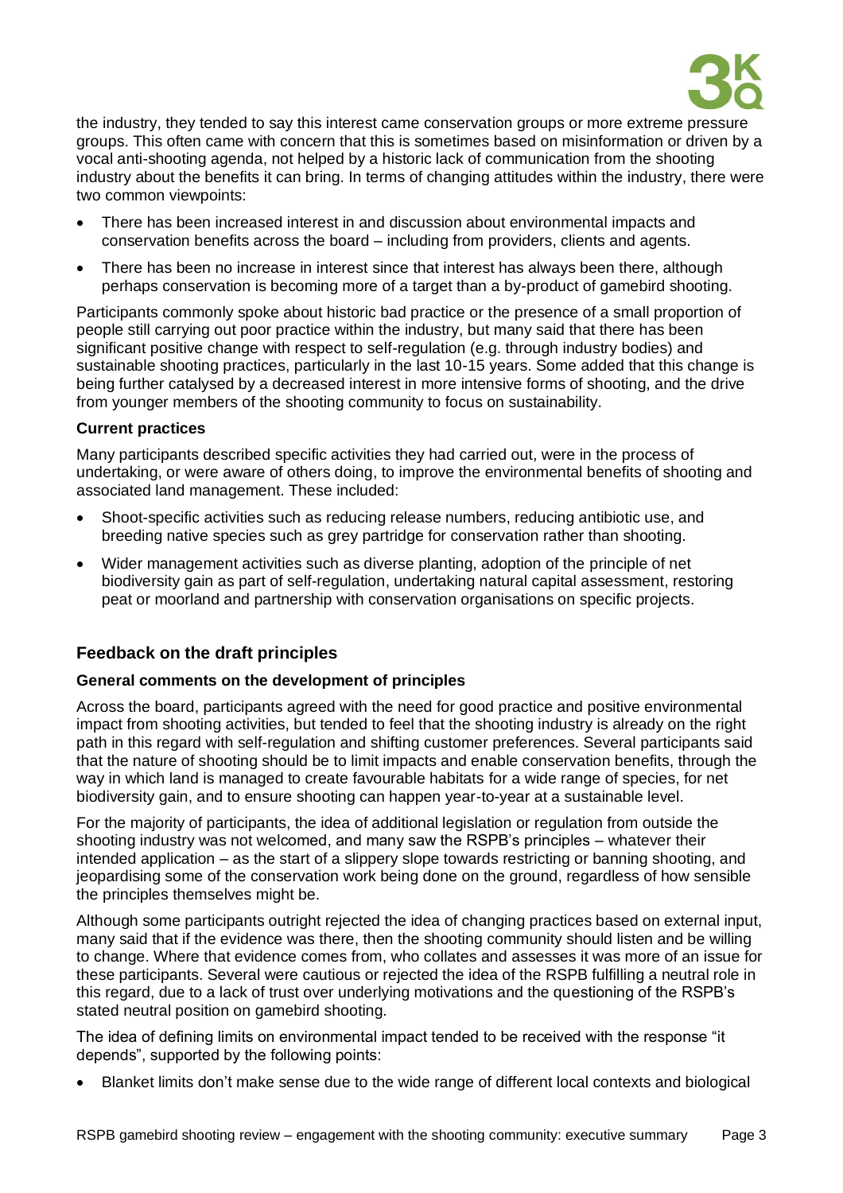the industry, they tended to say this interest came conservation groups or more extreme pressure groups. This often came with concern that this is sometimes based on misinformation or driven by a vocal anti-shooting agenda, not helped by a historic lack of communication from the shooting industry about the benefits it can bring. In terms of changing attitudes within the industry, there were two common viewpoints:

- There has been increased interest in and discussion about environmental impacts and conservation benefits across the board – including from providers, clients and agents.
- There has been no increase in interest since that interest has always been there, although perhaps conservation is becoming more of a target than a by-product of gamebird shooting.

Participants commonly spoke about historic bad practice or the presence of a small proportion of people still carrying out poor practice within the industry, but many said that there has been significant positive change with respect to self-regulation (e.g. through industry bodies) and sustainable shooting practices, particularly in the last 10-15 years. Some added that this change is being further catalysed by a decreased interest in more intensive forms of shooting, and the drive from younger members of the shooting community to focus on sustainability.

#### Current practices

Many participants described specific activities they had carried out, were in the process of undertaking, or were aware of others doing, to improve the environmental benefits of shooting and associated land management. These included:

- Shoot-specific activities such as reducing release numbers, reducing antibiotic use, and breeding native species such as grey partridge for conservation rather than shooting.
- Wider management activities such as diverse planting, adoption of the principle of net biodiversity gain as part of self-regulation, undertaking natural capital assessment, restoring peat or moorland and partnership with conservation organisations on specific projects.

### Feedback on the draft principles

#### General comments on the development of principles

Across the board, participants agreed with the need for good practice and positive environmental impact from shooting activities, but tended to feel that the shooting industry is already on the right path in this regard with self-regulation and shifting customer preferences. Several participants said that the nature of shooting should be to limit impacts and enable conservation benefits, through the way in which land is managed to create favourable habitats for a wide range of species, for net biodiversity gain, and to ensure shooting can happen year-to-year at a sustainable level.

For the majority of participants, the idea of additional legislation or regulation from outside the shooting industry was not welcomed, and many saw the RSPB's principles – whatever their intended application – as the start of a slippery slope towards restricting or banning shooting, and jeopardising some of the conservation work being done on the ground, regardless of how sensible the principles themselves might be.

Although some participants outright rejected the idea of changing practices based on external input, many said that if the evidence was there, then the shooting community should listen and be willing to change. Where that evidence comes from, who collates and assesses it was more of an issue for these participants. Several were cautious or rejected the idea of the RSPB fulfilling a neutral role in this regard, due to a lack of trust over underlying motivations and the questioning of the RSPB's stated neutral position on gamebird shooting.

The idea of defining limits on environmental impact tended to be received with the response "it depends", supported by the following points:

- Blanket limits don't make sense due to the wide range of different local contexts and biological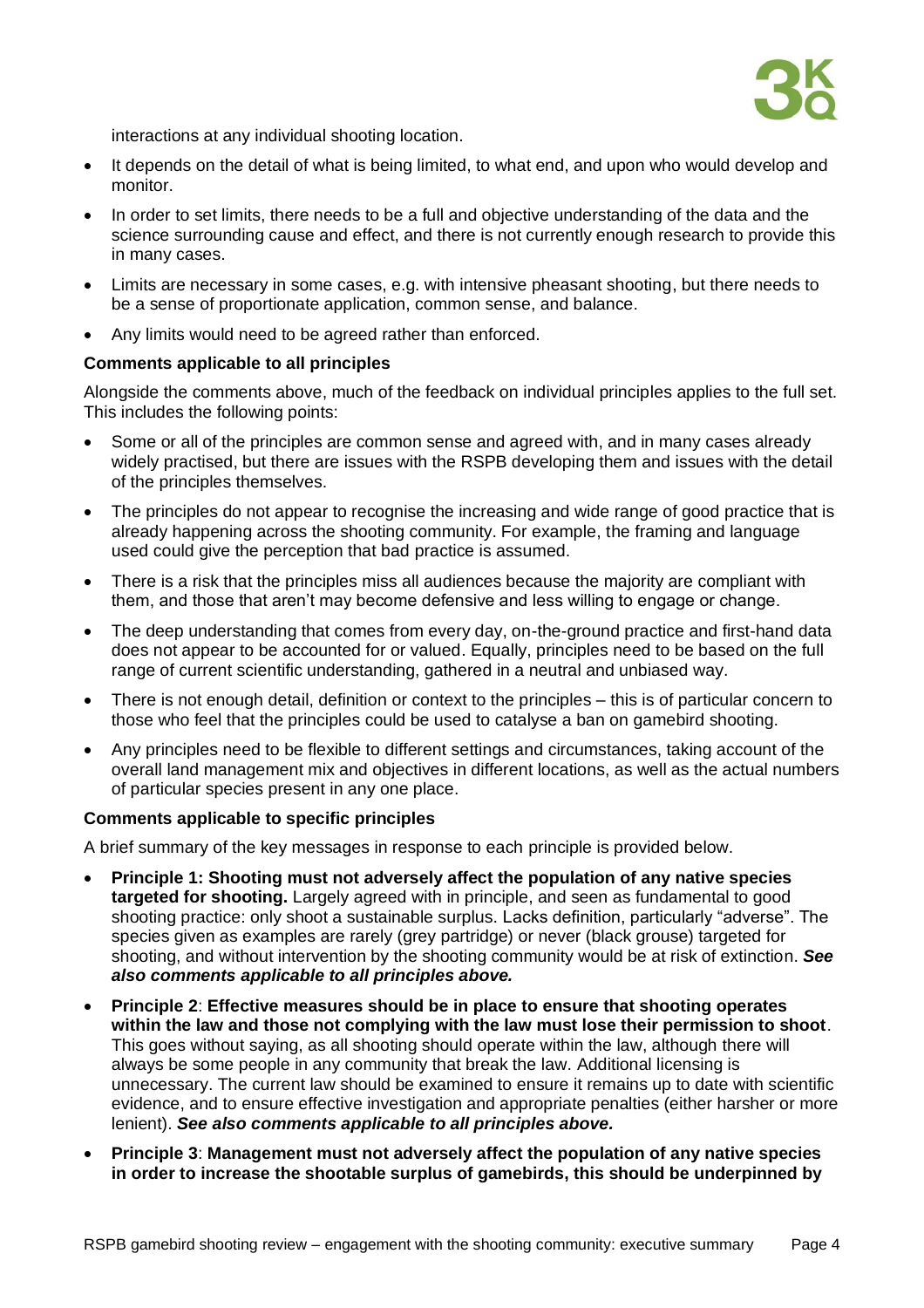interactions at any individual shooting location.

- It depends on the detail of what is being limited, to what end, and upon who would develop and monitor.
- In order to set limits, there needs to be a full and objective understanding of the data and the science surrounding cause and effect, and there is not currently enough research to provide this in many cases.
- Limits are necessary in some cases, e.g. with intensive pheasant shooting, but there needs to be a sense of proportionate application, common sense, and balance.
- Any limits would need to be agreed rather than enforced.

**Comments applicable to all principles**

Alongside the comments above, much of the feedback on individual principles applies to the full set. This includes the following points:

- Some or all of the principles are common sense and agreed with, and in many cases already widely practised, but there are issues with the RSPB developing them and issues with the detail of the principles themselves.
- The principles do not appear to recognise the increasing and wide range of good practice that is already happening across the shooting community. For example, the framing and language used could give the perception that bad practice is assumed.
- There is a risk that the principles miss all audiences because the majority are compliant with them, and those that aren't may become defensive and less willing to engage or change.
- The deep understanding that comes from every day, on-the-ground practice and first-hand data does not appear to be accounted for or valued. Equally, principles need to be based on the full range of current scientific understanding, gathered in a neutral and unbiased way.
- There is not enough detail, definition or context to the principles – this is of particular concern to those who feel that the principles could be used to catalyse a ban on gamebird shooting.
- Any principles need to be flexible to different settings and circumstances, taking account of the overall land management mix and objectives in different locations, as well as the actual numbers of particular species present in any one place.

**Comments applicable to specific principles**

A brief summary of the key messages in response to each principle is provided below.

- **Principle 1: Shooting must not adversely affect the population of any native species targeted for shooting.** Largely agreed with in principle, and seen as fundamental to good shooting practice: only shoot a sustainable surplus. Lacks definition, particularly "adverse". The species given as examples are rarely (grey partridge) or never (black grouse) targeted for shooting, and without intervention by the shooting community would be at risk of extinction. ***See also comments applicable to all principles above.***
- **Principle 2**: **Effective measures should be in place to ensure that shooting operates within the law and those not complying with the law must lose their permission to shoot**. This goes without saying, as all shooting should operate within the law, although there will always be some people in any community that break the law. Additional licensing is unnecessary. The current law should be examined to ensure it remains up to date with scientific evidence, and to ensure effective investigation and appropriate penalties (either harsher or more lenient). ***See also comments applicable to all principles above.***
- **Principle 3**: **Management must not adversely affect the population of any native species in order to increase the shootable surplus of gamebirds, this should be underpinned by**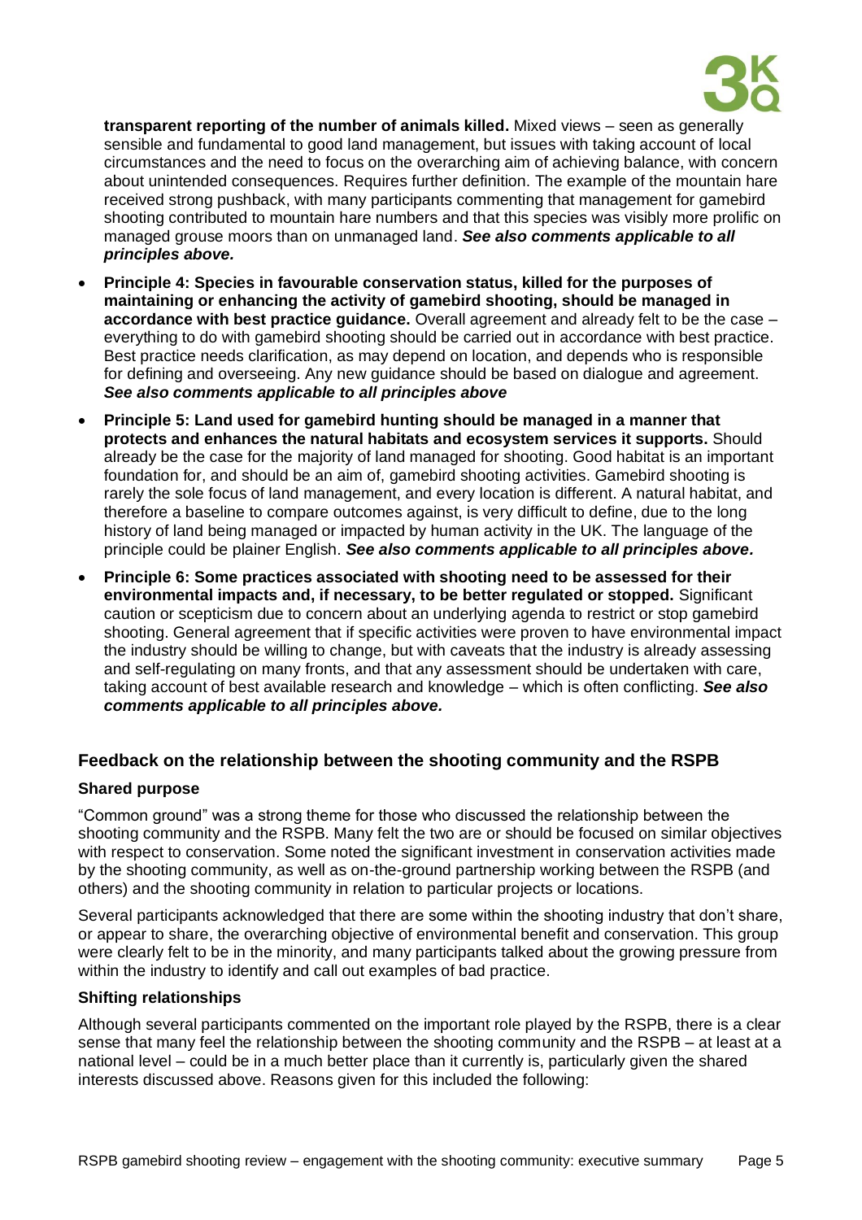**transparent reporting of the number of animals killed.** Mixed views – seen as generally sensible and fundamental to good land management, but issues with taking account of local circumstances and the need to focus on the overarching aim of achieving balance, with concern about unintended consequences. Requires further definition. The example of the mountain hare received strong pushback, with many participants commenting that management for gamebird shooting contributed to mountain hare numbers and that this species was visibly more prolific on managed grouse moors than on unmanaged land. ***See also comments applicable to all principles above.***

- **Principle 4: Species in favourable conservation status, killed for the purposes of maintaining or enhancing the activity of gamebird shooting, should be managed in accordance with best practice guidance.** Overall agreement and already felt to be the case – everything to do with gamebird shooting should be carried out in accordance with best practice. Best practice needs clarification, as may depend on location, and depends who is responsible for defining and overseeing. Any new guidance should be based on dialogue and agreement. ***See also comments applicable to all principles above***
- **Principle 5: Land used for gamebird hunting should be managed in a manner that protects and enhances the natural habitats and ecosystem services it supports.** Should already be the case for the majority of land managed for shooting. Good habitat is an important foundation for, and should be an aim of, gamebird shooting activities. Gamebird shooting is rarely the sole focus of land management, and every location is different. A natural habitat, and therefore a baseline to compare outcomes against, is very difficult to define, due to the long history of land being managed or impacted by human activity in the UK. The language of the principle could be plainer English. ***See also comments applicable to all principles above.***
- **Principle 6: Some practices associated with shooting need to be assessed for their environmental impacts and, if necessary, to be better regulated or stopped.** Significant caution or scepticism due to concern about an underlying agenda to restrict or stop gamebird shooting. General agreement that if specific activities were proven to have environmental impact the industry should be willing to change, but with caveats that the industry is already assessing and self-regulating on many fronts, and that any assessment should be undertaken with care, taking account of best available research and knowledge – which is often conflicting. ***See also comments applicable to all principles above.***

## Feedback on the relationship between the shooting community and the RSPB

### Shared purpose

"Common ground" was a strong theme for those who discussed the relationship between the shooting community and the RSPB. Many felt the two are or should be focused on similar objectives with respect to conservation. Some noted the significant investment in conservation activities made by the shooting community, as well as on-the-ground partnership working between the RSPB (and others) and the shooting community in relation to particular projects or locations.

Several participants acknowledged that there are some within the shooting industry that don't share, or appear to share, the overarching objective of environmental benefit and conservation. This group were clearly felt to be in the minority, and many participants talked about the growing pressure from within the industry to identify and call out examples of bad practice.

### Shifting relationships

Although several participants commented on the important role played by the RSPB, there is a clear sense that many feel the relationship between the shooting community and the RSPB – at least at a national level – could be in a much better place than it currently is, particularly given the shared interests discussed above. Reasons given for this included the following: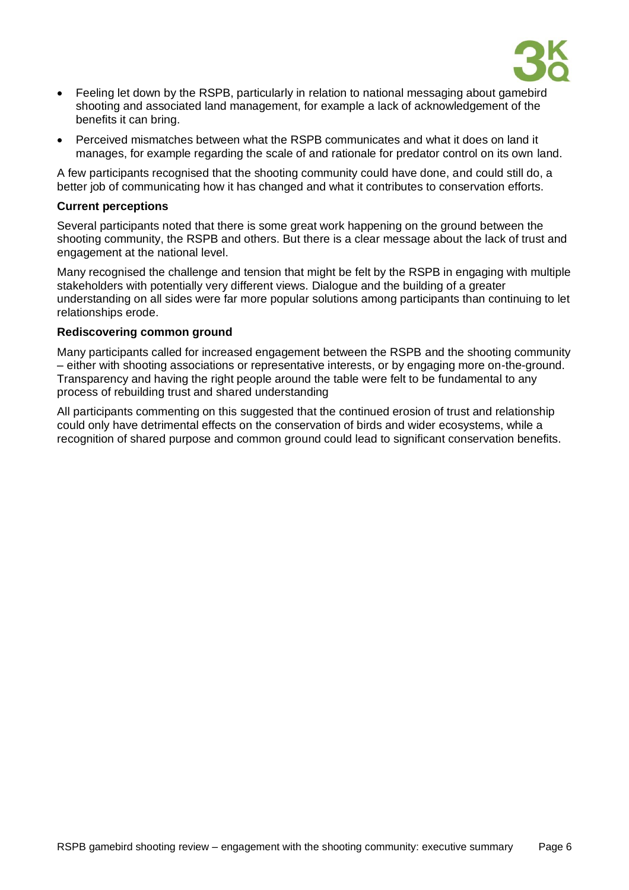- Feeling let down by the RSPB, particularly in relation to national messaging about gamebird shooting and associated land management, for example a lack of acknowledgement of the benefits it can bring.
- Perceived mismatches between what the RSPB communicates and what it does on land it manages, for example regarding the scale of and rationale for predator control on its own land.

A few participants recognised that the shooting community could have done, and could still do, a better job of communicating how it has changed and what it contributes to conservation efforts.

**Current perceptions**

Several participants noted that there is some great work happening on the ground between the shooting community, the RSPB and others. But there is a clear message about the lack of trust and engagement at the national level.

Many recognised the challenge and tension that might be felt by the RSPB in engaging with multiple stakeholders with potentially very different views. Dialogue and the building of a greater understanding on all sides were far more popular solutions among participants than continuing to let relationships erode.

**Rediscovering common ground**

Many participants called for increased engagement between the RSPB and the shooting community – either with shooting associations or representative interests, or by engaging more on-the-ground. Transparency and having the right people around the table were felt to be fundamental to any process of rebuilding trust and shared understanding

All participants commenting on this suggested that the continued erosion of trust and relationship could only have detrimental effects on the conservation of birds and wider ecosystems, while a recognition of shared purpose and common ground could lead to significant conservation benefits.